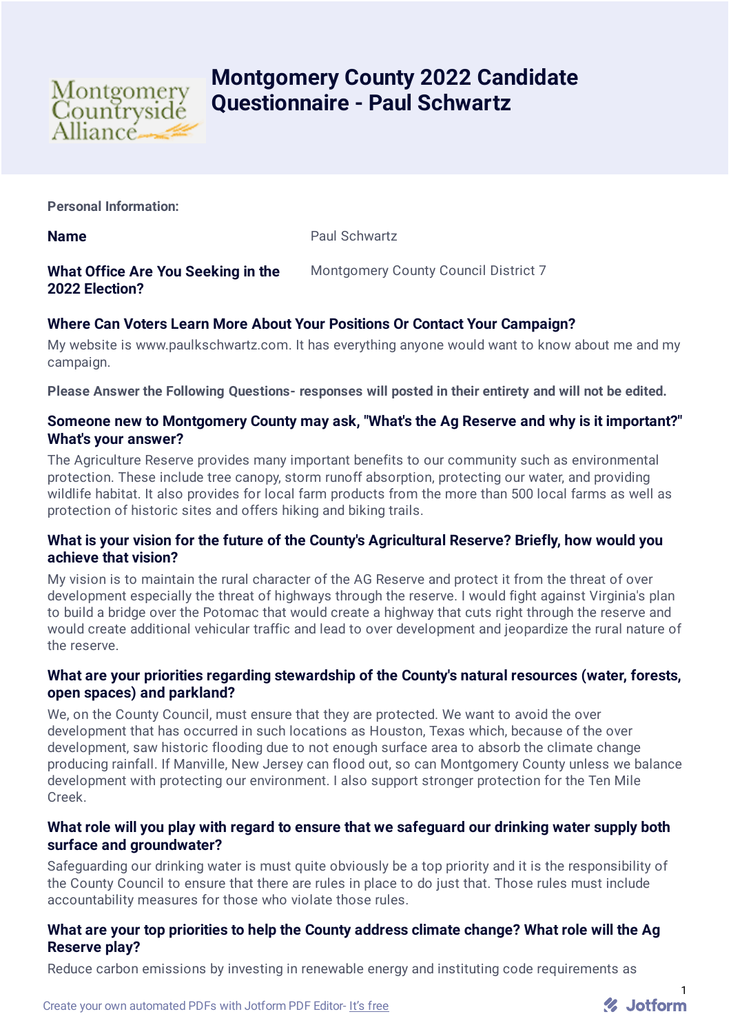# Montgomery County 2022 Candidate Questionnaire - Paul Schwartz

**Personal Information:**

**Name**: Paul Schwartz

**What Office Are You Seeking in the 2022 Election?**: Montgomery County Council District 7

### Where Can Voters Learn More About Your Positions Or Contact Your Campaign?

My website is www.paulkschwartz.com. It has everything anyone would want to know about me and my campaign.

**Please Answer the Following Questions- responses will posted in their entirety and will not be edited.**

### Someone new to Montgomery County may ask, "What's the Ag Reserve and why is it important?" What's your answer?

The Agriculture Reserve provides many important benefits to our community such as environmental protection. These include tree canopy, storm runoff absorption, protecting our water, and providing wildlife habitat. It also provides for local farm products from the more than 500 local farms as well as protection of historic sites and offers hiking and biking trails.

### What is your vision for the future of the County's Agricultural Reserve? Briefly, how would you achieve that vision?

My vision is to maintain the rural character of the AG Reserve and protect it from the threat of over development especially the threat of highways through the reserve. I would fight against Virginia's plan to build a bridge over the Potomac that would create a highway that cuts right through the reserve and would create additional vehicular traffic and lead to over development and jeopardize the rural nature of the reserve.

### What are your priorities regarding stewardship of the County's natural resources (water, forests, open spaces) and parkland?

We, on the County Council, must ensure that they are protected. We want to avoid the over development that has occurred in such locations as Houston, Texas which, because of the over development, saw historic flooding due to not enough surface area to absorb the climate change producing rainfall. If Manville, New Jersey can flood out, so can Montgomery County unless we balance development with protecting our environment. I also support stronger protection for the Ten Mile Creek.

### What role will you play with regard to ensure that we safeguard our drinking water supply both surface and groundwater?

Safeguarding our drinking water is must quite obviously be a top priority and it is the responsibility of the County Council to ensure that there are rules in place to do just that. Those rules must include accountability measures for those who violate those rules.

### What are your top priorities to help the County address climate change? What role will the Ag Reserve play?

Reduce carbon emissions by investing in renewable energy and instituting code requirements as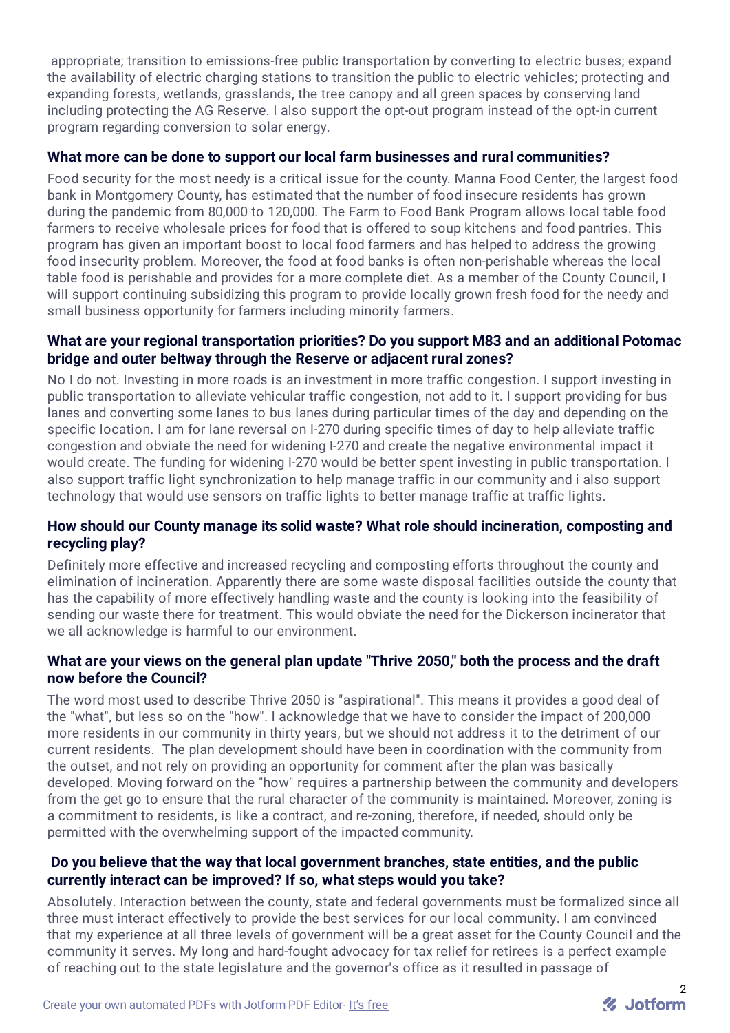appropriate; transition to emissions-free public transportation by converting to electric buses; expand the availability of electric charging stations to transition the public to electric vehicles; protecting and expanding forests, wetlands, grasslands, the tree canopy and all green spaces by conserving land including protecting the AG Reserve. I also support the opt-out program instead of the opt-in current program regarding conversion to solar energy.

### What more can be done to support our local farm businesses and rural communities?

Food security for the most needy is a critical issue for the county. Manna Food Center, the largest food bank in Montgomery County, has estimated that the number of food insecure residents has grown during the pandemic from 80,000 to 120,000. The Farm to Food Bank Program allows local table food farmers to receive wholesale prices for food that is offered to soup kitchens and food pantries. This program has given an important boost to local food farmers and has helped to address the growing food insecurity problem. Moreover, the food at food banks is often non-perishable whereas the local table food is perishable and provides for a more complete diet. As a member of the County Council, I will support continuing subsidizing this program to provide locally grown fresh food for the needy and small business opportunity for farmers including minority farmers.

### What are your regional transportation priorities? Do you support M83 and an additional Potomac bridge and outer beltway through the Reserve or adjacent rural zones?

No I do not. Investing in more roads is an investment in more traffic congestion. I support investing in public transportation to alleviate vehicular traffic congestion, not add to it. I support providing for bus lanes and converting some lanes to bus lanes during particular times of the day and depending on the specific location. I am for lane reversal on I-270 during specific times of day to help alleviate traffic congestion and obviate the need for widening I-270 and create the negative environmental impact it would create. The funding for widening I-270 would be better spent investing in public transportation. I also support traffic light synchronization to help manage traffic in our community and i also support technology that would use sensors on traffic lights to better manage traffic at traffic lights.

### How should our County manage its solid waste? What role should incineration, composting and recycling play?

Definitely more effective and increased recycling and composting efforts throughout the county and elimination of incineration. Apparently there are some waste disposal facilities outside the county that has the capability of more effectively handling waste and the county is looking into the feasibility of sending our waste there for treatment. This would obviate the need for the Dickerson incinerator that we all acknowledge is harmful to our environment.

### What are your views on the general plan update "Thrive 2050," both the process and the draft now before the Council?

The word most used to describe Thrive 2050 is "aspirational". This means it provides a good deal of the "what", but less so on the "how". I acknowledge that we have to consider the impact of 200,000 more residents in our community in thirty years, but we should not address it to the detriment of our current residents. The plan development should have been in coordination with the community from the outset, and not rely on providing an opportunity for comment after the plan was basically developed. Moving forward on the "how" requires a partnership between the community and developers from the get go to ensure that the rural character of the community is maintained. Moreover, zoning is a commitment to residents, is like a contract, and re-zoning, therefore, if needed, should only be permitted with the overwhelming support of the impacted community.

### Do you believe that the way that local government branches, state entities, and the public currently interact can be improved? If so, what steps would you take?

Absolutely. Interaction between the county, state and federal governments must be formalized since all three must interact effectively to provide the best services for our local community. I am convinced that my experience at all three levels of government will be a great asset for the County Council and the community it serves. My long and hard-fought advocacy for tax relief for retirees is a perfect example of reaching out to the state legislature and the governor's office as it resulted in passage of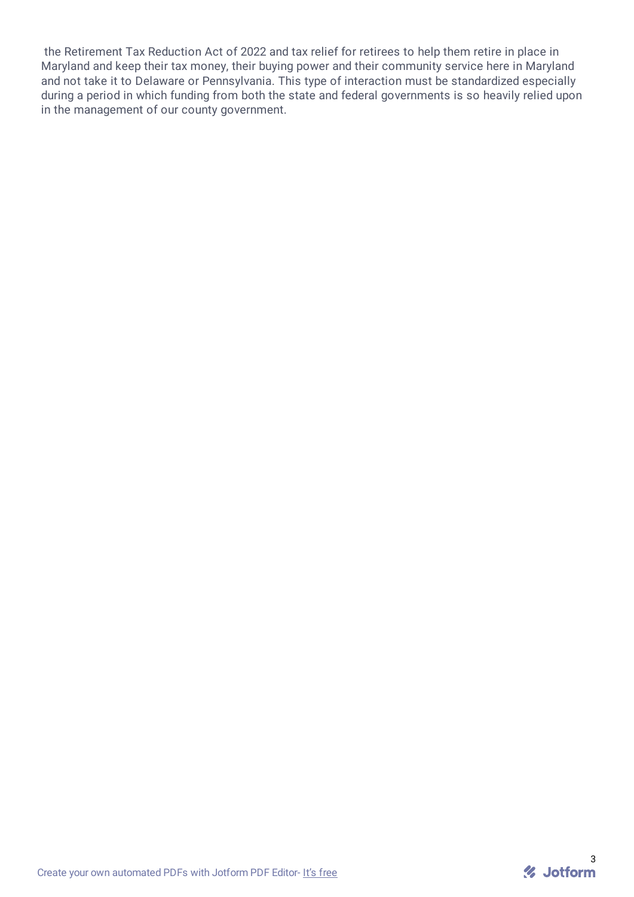the Retirement Tax Reduction Act of 2022 and tax relief for retirees to help them retire in place in Maryland and keep their tax money, their buying power and their community service here in Maryland and not take it to Delaware or Pennsylvania. This type of interaction must be standardized especially during a period in which funding from both the state and federal governments is so heavily relied upon in the management of our county government.